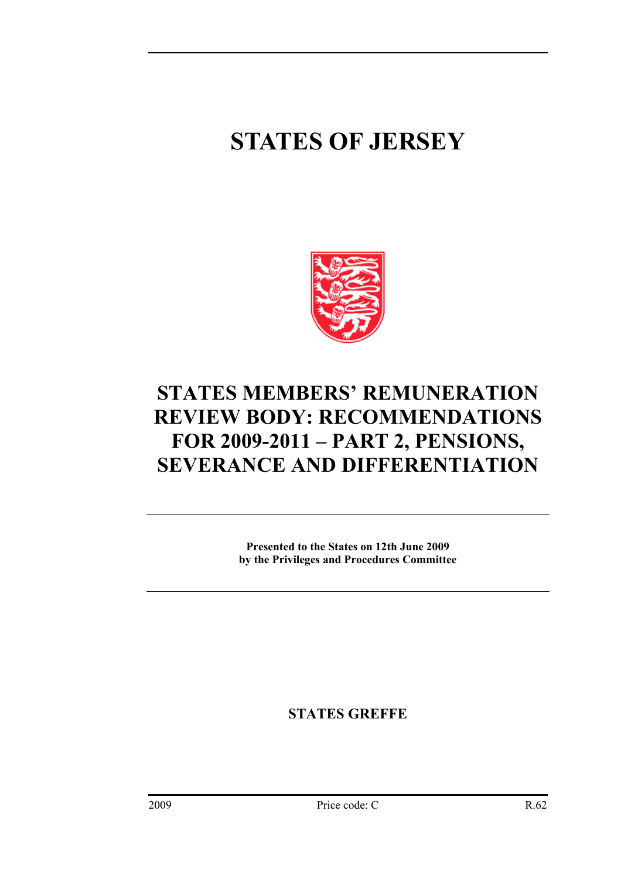# STATES OF JERSEY

## STATES MEMBERS' REMUNERATION REVIEW BODY: RECOMMENDATIONS FOR 2009-2011 – PART 2, PENSIONS, SEVERANCE AND DIFFERENTIATION

**Presented to the States on 12th June 2009 by the Privileges and Procedures Committee**

**STATES GREFFE**

2009 Price code: C R.62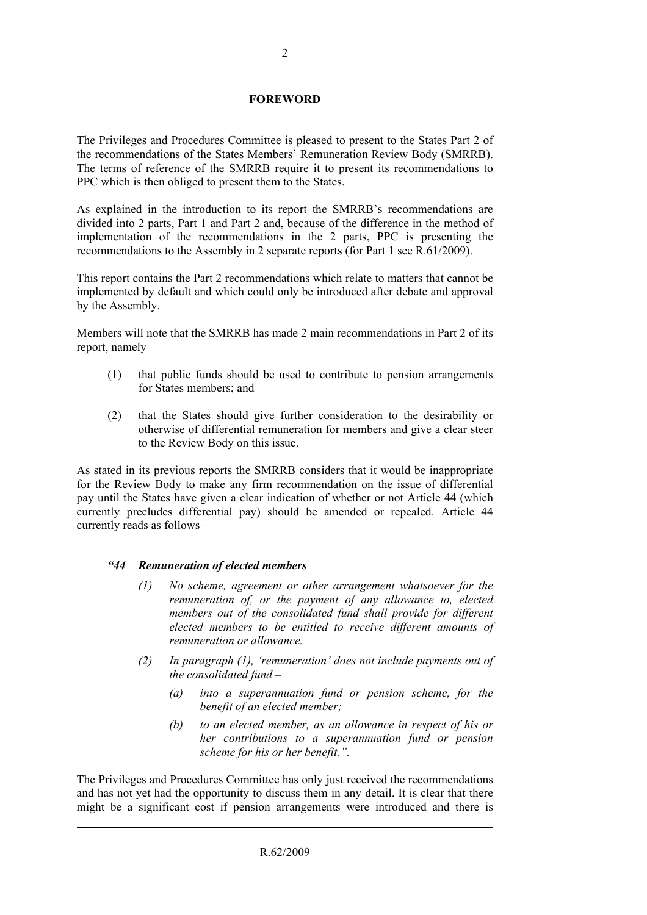**FOREWORD**

The Privileges and Procedures Committee is pleased to present to the States Part 2 of the recommendations of the States Members' Remuneration Review Body (SMRRB). The terms of reference of the SMRRB require it to present its recommendations to PPC which is then obliged to present them to the States.

As explained in the introduction to its report the SMRRB's recommendations are divided into 2 parts, Part 1 and Part 2 and, because of the difference in the method of implementation of the recommendations in the 2 parts, PPC is presenting the recommendations to the Assembly in 2 separate reports (for Part 1 see R.61/2009).

This report contains the Part 2 recommendations which relate to matters that cannot be implemented by default and which could only be introduced after debate and approval by the Assembly.

Members will note that the SMRRB has made 2 main recommendations in Part 2 of its report, namely –

(1) that public funds should be used to contribute to pension arrangements for States members; and

(2) that the States should give further consideration to the desirability or otherwise of differential remuneration for members and give a clear steer to the Review Body on this issue.

As stated in its previous reports the SMRRB considers that it would be inappropriate for the Review Body to make any firm recommendation on the issue of differential pay until the States have given a clear indication of whether or not Article 44 (which currently precludes differential pay) should be amended or repealed. Article 44 currently reads as follows –

***"44 Remuneration of elected members***

*(1) No scheme, agreement or other arrangement whatsoever for the remuneration of, or the payment of any allowance to, elected members out of the consolidated fund shall provide for different elected members to be entitled to receive different amounts of remuneration or allowance.*

*(2) In paragraph (1), 'remuneration' does not include payments out of the consolidated fund –*

*(a) into a superannuation fund or pension scheme, for the benefit of an elected member;*

*(b) to an elected member, as an allowance in respect of his or her contributions to a superannuation fund or pension scheme for his or her benefit.".*

The Privileges and Procedures Committee has only just received the recommendations and has not yet had the opportunity to discuss them in any detail. It is clear that there might be a significant cost if pension arrangements were introduced and there is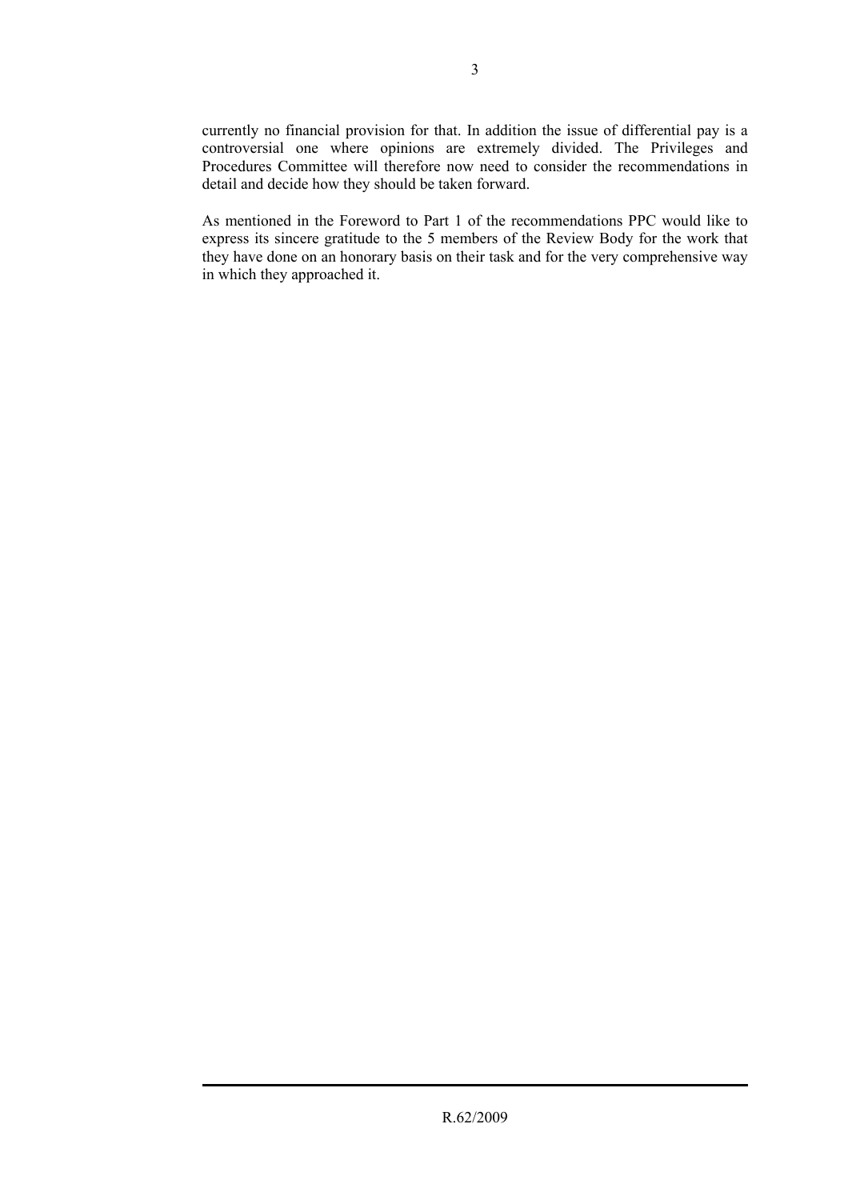currently no financial provision for that. In addition the issue of differential pay is a controversial one where opinions are extremely divided. The Privileges and Procedures Committee will therefore now need to consider the recommendations in detail and decide how they should be taken forward.

As mentioned in the Foreword to Part 1 of the recommendations PPC would like to express its sincere gratitude to the 5 members of the Review Body for the work that they have done on an honorary basis on their task and for the very comprehensive way in which they approached it.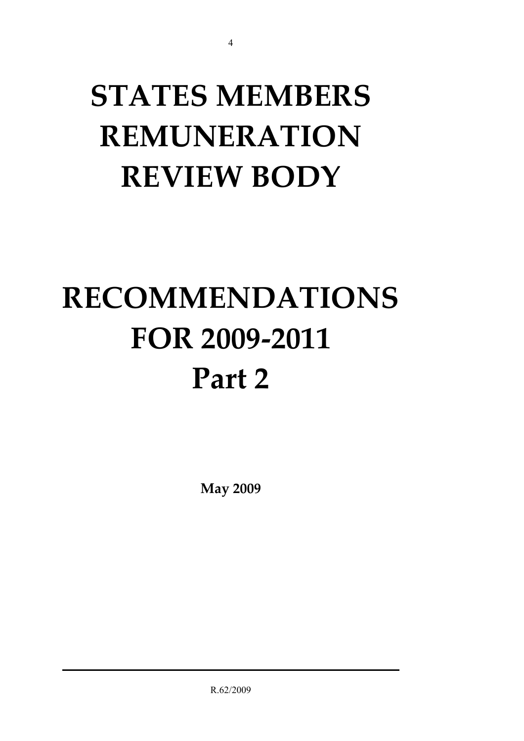# STATES MEMBERS REMUNERATION REVIEW BODY

# RECOMMENDATIONS FOR 2009-2011 Part 2

**May 2009**

R.62/2009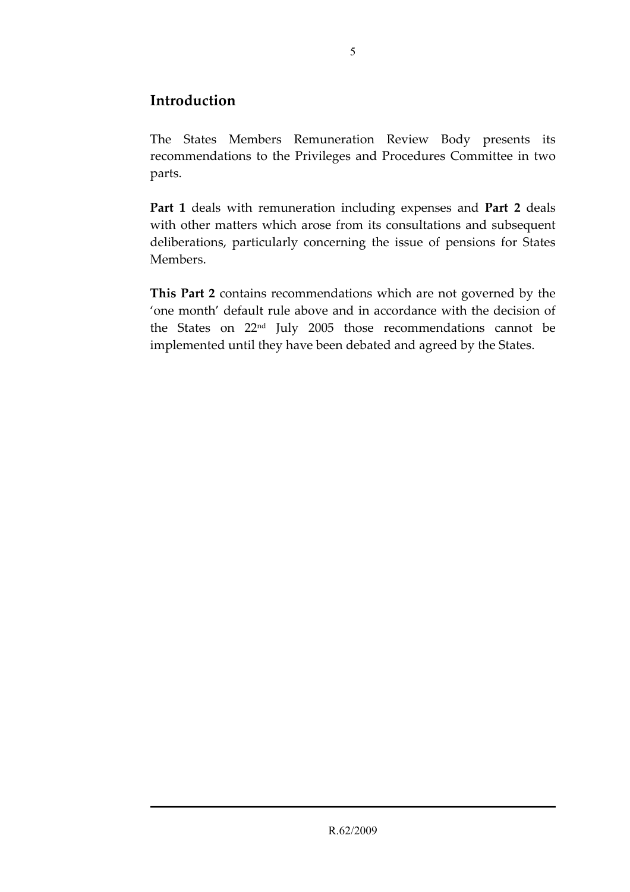## Introduction

The States Members Remuneration Review Body presents its recommendations to the Privileges and Procedures Committee in two parts.

**Part 1** deals with remuneration including expenses and **Part 2** deals with other matters which arose from its consultations and subsequent deliberations, particularly concerning the issue of pensions for States Members.

**This Part 2** contains recommendations which are not governed by the 'one month' default rule above and in accordance with the decision of the States on 22nd July 2005 those recommendations cannot be implemented until they have been debated and agreed by the States.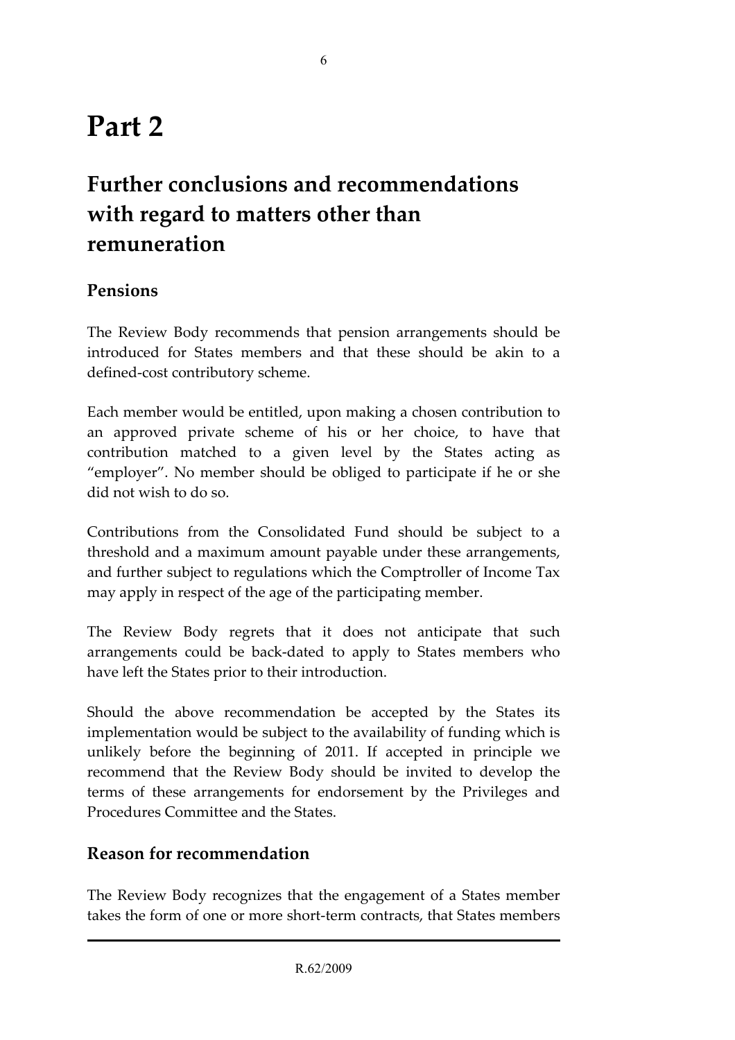# Part 2

## Further conclusions and recommendations with regard to matters other than remuneration

### Pensions

The Review Body recommends that pension arrangements should be introduced for States members and that these should be akin to a defined-cost contributory scheme.

Each member would be entitled, upon making a chosen contribution to an approved private scheme of his or her choice, to have that contribution matched to a given level by the States acting as "employer". No member should be obliged to participate if he or she did not wish to do so.

Contributions from the Consolidated Fund should be subject to a threshold and a maximum amount payable under these arrangements, and further subject to regulations which the Comptroller of Income Tax may apply in respect of the age of the participating member.

The Review Body regrets that it does not anticipate that such arrangements could be back-dated to apply to States members who have left the States prior to their introduction.

Should the above recommendation be accepted by the States its implementation would be subject to the availability of funding which is unlikely before the beginning of 2011. If accepted in principle we recommend that the Review Body should be invited to develop the terms of these arrangements for endorsement by the Privileges and Procedures Committee and the States.

### Reason for recommendation

The Review Body recognizes that the engagement of a States member takes the form of one or more short-term contracts, that States members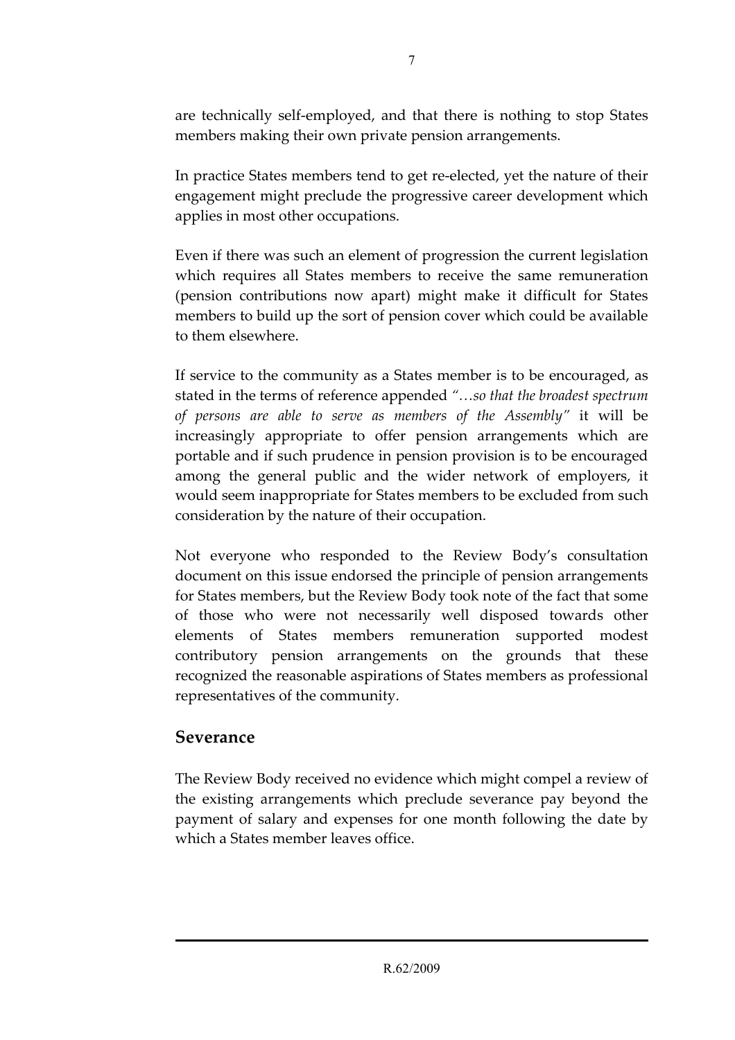are technically self-employed, and that there is nothing to stop States members making their own private pension arrangements.

In practice States members tend to get re-elected, yet the nature of their engagement might preclude the progressive career development which applies in most other occupations.

Even if there was such an element of progression the current legislation which requires all States members to receive the same remuneration (pension contributions now apart) might make it difficult for States members to build up the sort of pension cover which could be available to them elsewhere.

If service to the community as a States member is to be encouraged, as stated in the terms of reference appended *"…so that the broadest spectrum of persons are able to serve as members of the Assembly"* it will be increasingly appropriate to offer pension arrangements which are portable and if such prudence in pension provision is to be encouraged among the general public and the wider network of employers, it would seem inappropriate for States members to be excluded from such consideration by the nature of their occupation.

Not everyone who responded to the Review Body's consultation document on this issue endorsed the principle of pension arrangements for States members, but the Review Body took note of the fact that some of those who were not necessarily well disposed towards other elements of States members remuneration supported modest contributory pension arrangements on the grounds that these recognized the reasonable aspirations of States members as professional representatives of the community.

## Severance

The Review Body received no evidence which might compel a review of the existing arrangements which preclude severance pay beyond the payment of salary and expenses for one month following the date by which a States member leaves office.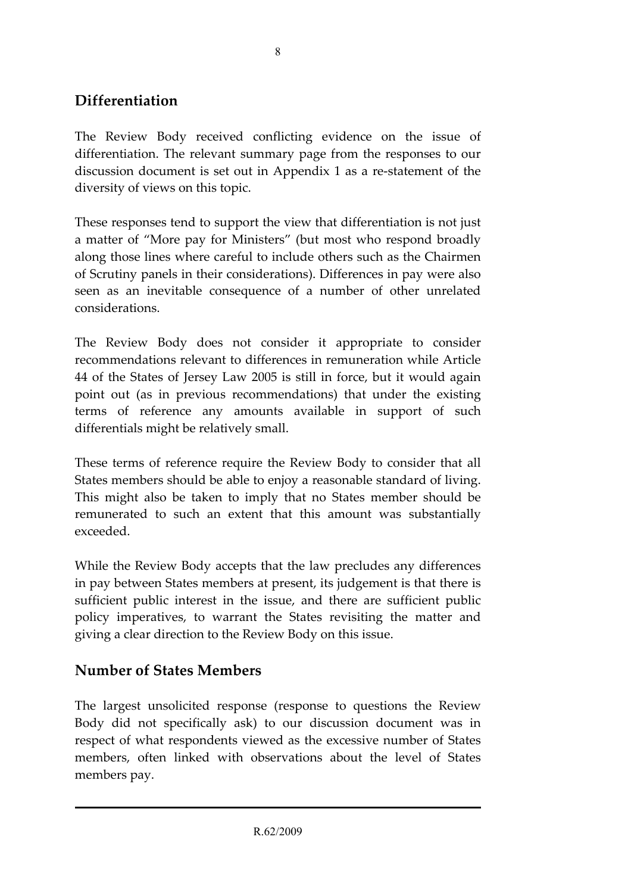## Differentiation

The Review Body received conflicting evidence on the issue of differentiation. The relevant summary page from the responses to our discussion document is set out in Appendix 1 as a re-statement of the diversity of views on this topic.

These responses tend to support the view that differentiation is not just a matter of "More pay for Ministers" (but most who respond broadly along those lines where careful to include others such as the Chairmen of Scrutiny panels in their considerations). Differences in pay were also seen as an inevitable consequence of a number of other unrelated considerations.

The Review Body does not consider it appropriate to consider recommendations relevant to differences in remuneration while Article 44 of the States of Jersey Law 2005 is still in force, but it would again point out (as in previous recommendations) that under the existing terms of reference any amounts available in support of such differentials might be relatively small.

These terms of reference require the Review Body to consider that all States members should be able to enjoy a reasonable standard of living. This might also be taken to imply that no States member should be remunerated to such an extent that this amount was substantially exceeded.

While the Review Body accepts that the law precludes any differences in pay between States members at present, its judgement is that there is sufficient public interest in the issue, and there are sufficient public policy imperatives, to warrant the States revisiting the matter and giving a clear direction to the Review Body on this issue.

## Number of States Members

The largest unsolicited response (response to questions the Review Body did not specifically ask) to our discussion document was in respect of what respondents viewed as the excessive number of States members, often linked with observations about the level of States members pay.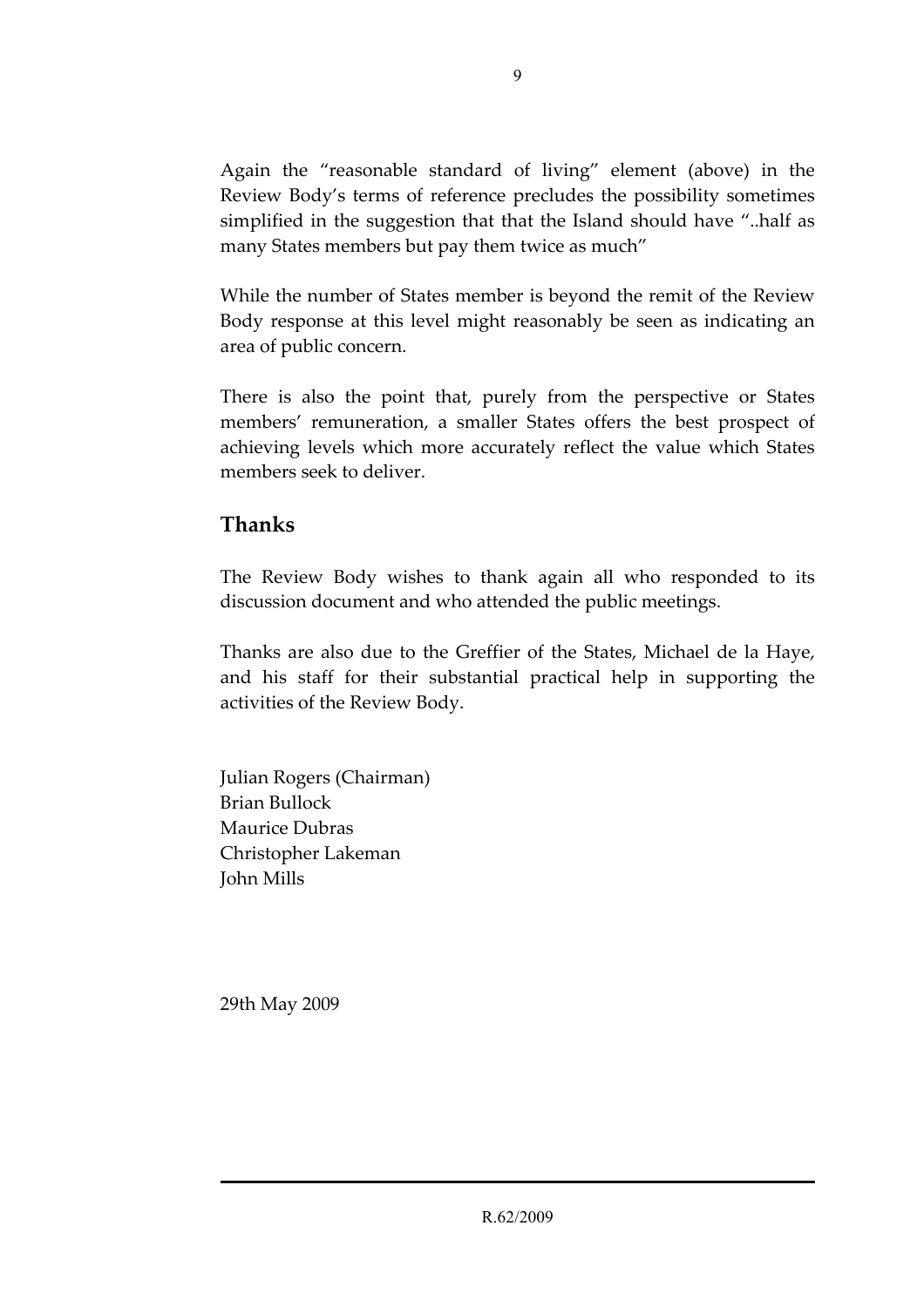Again the "reasonable standard of living" element (above) in the Review Body's terms of reference precludes the possibility sometimes simplified in the suggestion that that the Island should have "..half as many States members but pay them twice as much"

While the number of States member is beyond the remit of the Review Body response at this level might reasonably be seen as indicating an area of public concern.

There is also the point that, purely from the perspective or States members' remuneration, a smaller States offers the best prospect of achieving levels which more accurately reflect the value which States members seek to deliver.

## Thanks

The Review Body wishes to thank again all who responded to its discussion document and who attended the public meetings.

Thanks are also due to the Greffier of the States, Michael de la Haye, and his staff for their substantial practical help in supporting the activities of the Review Body.

Julian Rogers (Chairman)
Brian Bullock
Maurice Dubras
Christopher Lakeman
John Mills

29th May 2009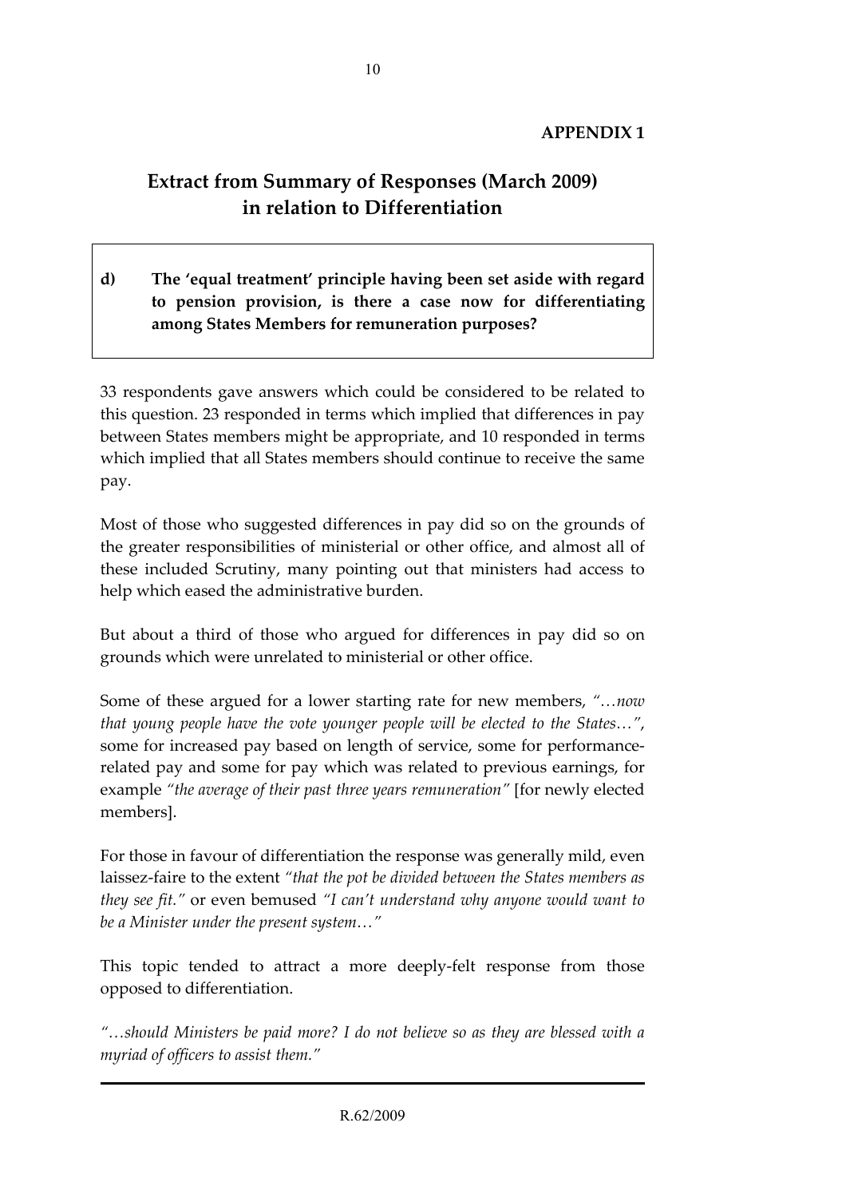**APPENDIX 1**

## Extract from Summary of Responses (March 2009) in relation to Differentiation

> **d) The 'equal treatment' principle having been set aside with regard to pension provision, is there a case now for differentiating among States Members for remuneration purposes?**

33 respondents gave answers which could be considered to be related to this question. 23 responded in terms which implied that differences in pay between States members might be appropriate, and 10 responded in terms which implied that all States members should continue to receive the same pay.

Most of those who suggested differences in pay did so on the grounds of the greater responsibilities of ministerial or other office, and almost all of these included Scrutiny, many pointing out that ministers had access to help which eased the administrative burden.

But about a third of those who argued for differences in pay did so on grounds which were unrelated to ministerial or other office.

Some of these argued for a lower starting rate for new members, *"…now that young people have the vote younger people will be elected to the States…"*, some for increased pay based on length of service, some for performance-related pay and some for pay which was related to previous earnings, for example *"the average of their past three years remuneration"* [for newly elected members].

For those in favour of differentiation the response was generally mild, even laissez-faire to the extent *"that the pot be divided between the States members as they see fit."* or even bemused *"I can't understand why anyone would want to be a Minister under the present system…"*

This topic tended to attract a more deeply-felt response from those opposed to differentiation.

*"…should Ministers be paid more? I do not believe so as they are blessed with a myriad of officers to assist them."*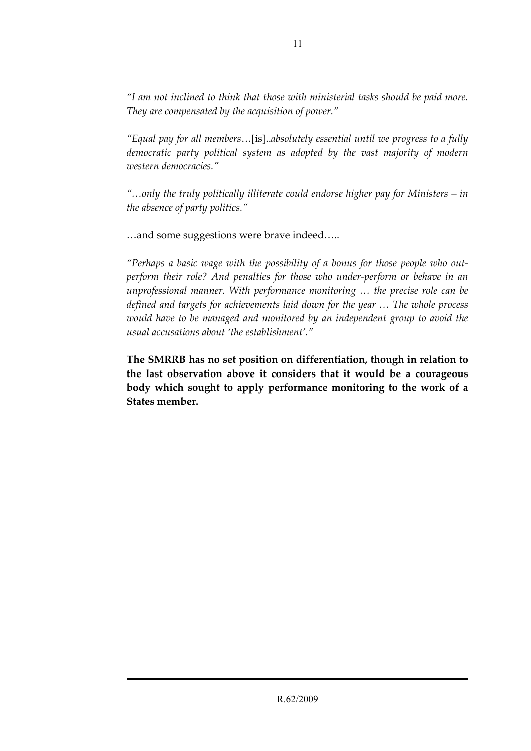*"I am not inclined to think that those with ministerial tasks should be paid more. They are compensated by the acquisition of power."*

*"Equal pay for all members*…[is]..*absolutely essential until we progress to a fully democratic party political system as adopted by the vast majority of modern western democracies."*

*"…only the truly politically illiterate could endorse higher pay for Ministers – in the absence of party politics."*

…and some suggestions were brave indeed…..

*"Perhaps a basic wage with the possibility of a bonus for those people who out-perform their role? And penalties for those who under-perform or behave in an unprofessional manner. With performance monitoring … the precise role can be defined and targets for achievements laid down for the year … The whole process would have to be managed and monitored by an independent group to avoid the usual accusations about 'the establishment'."*

**The SMRRB has no set position on differentiation, though in relation to the last observation above it considers that it would be a courageous body which sought to apply performance monitoring to the work of a States member.**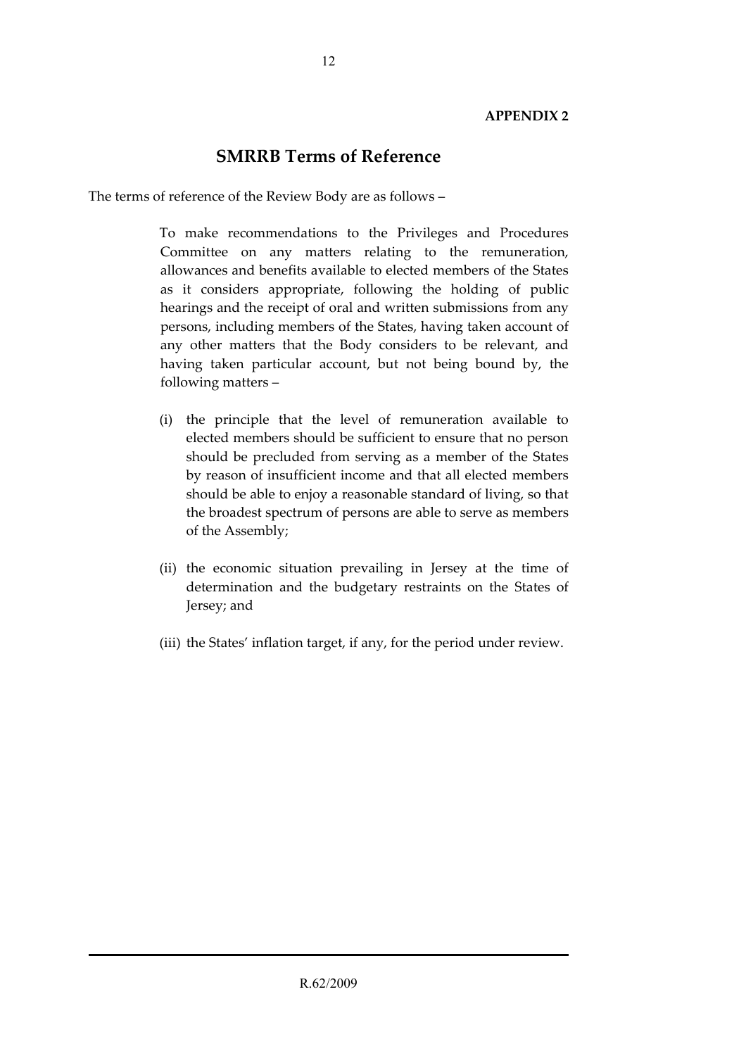**APPENDIX 2**

## SMRRB Terms of Reference

The terms of reference of the Review Body are as follows –

> To make recommendations to the Privileges and Procedures Committee on any matters relating to the remuneration, allowances and benefits available to elected members of the States as it considers appropriate, following the holding of public hearings and the receipt of oral and written submissions from any persons, including members of the States, having taken account of any other matters that the Body considers to be relevant, and having taken particular account, but not being bound by, the following matters –
>
> (i) the principle that the level of remuneration available to elected members should be sufficient to ensure that no person should be precluded from serving as a member of the States by reason of insufficient income and that all elected members should be able to enjoy a reasonable standard of living, so that the broadest spectrum of persons are able to serve as members of the Assembly;
>
> (ii) the economic situation prevailing in Jersey at the time of determination and the budgetary restraints on the States of Jersey; and
>
> (iii) the States' inflation target, if any, for the period under review.

R.62/2009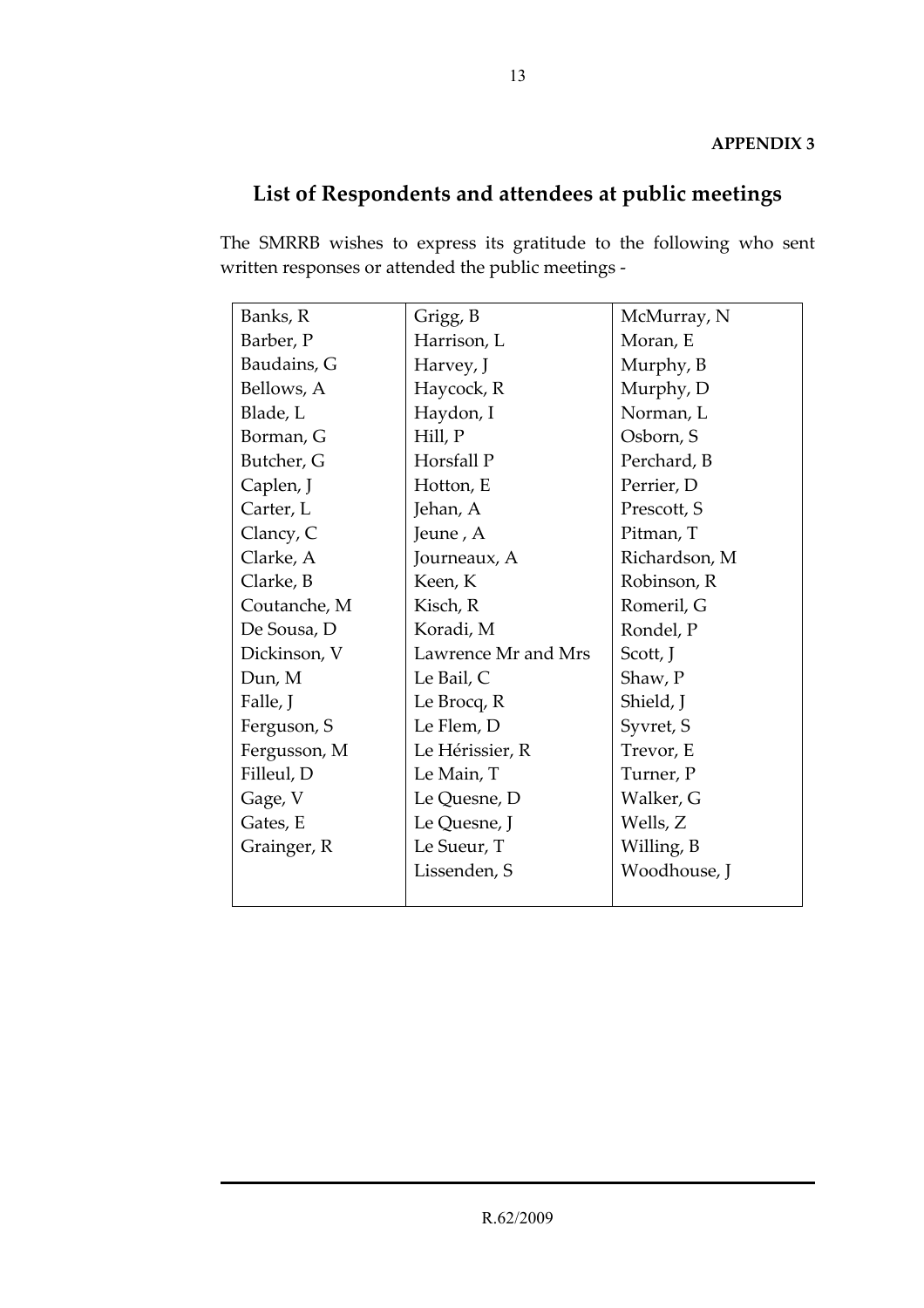**APPENDIX 3**

## List of Respondents and attendees at public meetings

The SMRRB wishes to express its gratitude to the following who sent written responses or attended the public meetings -

| | | |
|---|---|---|
| Banks, R | Grigg, B | McMurray, N |
| Barber, P | Harrison, L | Moran, E |
| Baudains, G | Harvey, J | Murphy, B |
| Bellows, A | Haycock, R | Murphy, D |
| Blade, L | Haydon, I | Norman, L |
| Borman, G | Hill, P | Osborn, S |
| Butcher, G | Horsfall P | Perchard, B |
| Caplen, J | Hotton, E | Perrier, D |
| Carter, L | Jehan, A | Prescott, S |
| Clancy, C | Jeune , A | Pitman, T |
| Clarke, A | Journeaux, A | Richardson, M |
| Clarke, B | Keen, K | Robinson, R |
| Coutanche, M | Kisch, R | Romeril, G |
| De Sousa, D | Koradi, M | Rondel, P |
| Dickinson, V | Lawrence Mr and Mrs | Scott, J |
| Dun, M | Le Bail, C | Shaw, P |
| Falle, J | Le Brocq, R | Shield, J |
| Ferguson, S | Le Flem, D | Syvret, S |
| Fergusson, M | Le Hérissier, R | Trevor, E |
| Filleul, D | Le Main, T | Turner, P |
| Gage, V | Le Quesne, D | Walker, G |
| Gates, E | Le Quesne, J | Wells, Z |
| Grainger, R | Le Sueur, T | Willing, B |
| | Lissenden, S | Woodhouse, J |

R.62/2009